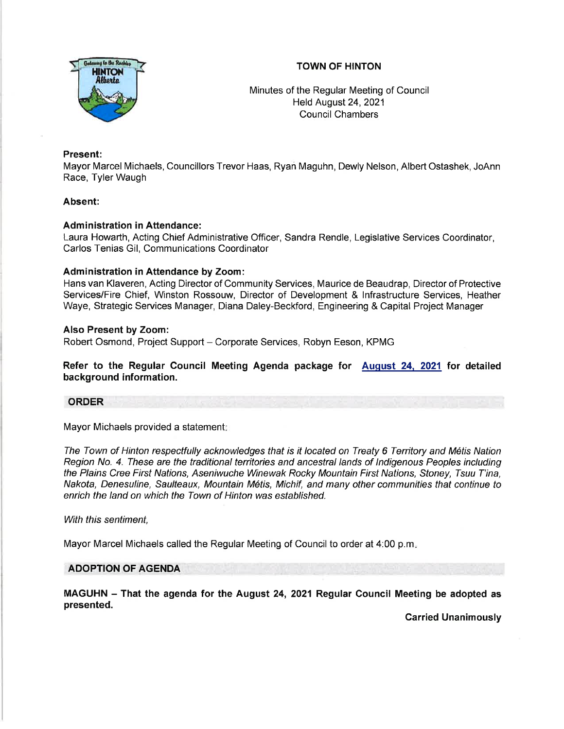# TOWN OF HINTON

Minutes of the Regular Meeting of Council
Held August 24, 2021
Council Chambers

**Present:**
Mayor Marcel Michaels, Councillors Trevor Haas, Ryan Maguhn, Dewly Nelson, Albert Ostashek, JoAnn Race, Tyler Waugh

**Absent:**

**Administration in Attendance:**
Laura Howarth, Acting Chief Administrative Officer, Sandra Rendle, Legislative Services Coordinator, Carlos Tenias Gil, Communications Coordinator

**Administration in Attendance by Zoom:**
Hans van Klaveren, Acting Director of Community Services, Maurice de Beaudrap, Director of Protective Services/Fire Chief, Winston Rossouw, Director of Development & Infrastructure Services, Heather Waye, Strategic Services Manager, Diana Daley-Beckford, Engineering & Capital Project Manager

**Also Present by Zoom:**
Robert Osmond, Project Support – Corporate Services, Robyn Eeson, KPMG

**Refer to the Regular Council Meeting Agenda package for August 24, 2021 for detailed background information.**

## ORDER

Mayor Michaels provided a statement:

*The Town of Hinton respectfully acknowledges that is it located on Treaty 6 Territory and Métis Nation Region No. 4. These are the traditional territories and ancestral lands of Indigenous Peoples including the Plains Cree First Nations, Aseniwuche Winewak Rocky Mountain First Nations, Stoney, Tsuu T'ina, Nakota, Denesuline, Saulteaux, Mountain Métis, Michif, and many other communities that continue to enrich the land on which the Town of Hinton was established.*

*With this sentiment,*

Mayor Marcel Michaels called the Regular Meeting of Council to order at 4:00 p.m.

## ADOPTION OF AGENDA

**MAGUHN – That the agenda for the August 24, 2021 Regular Council Meeting be adopted as presented.**

**Carried Unanimously**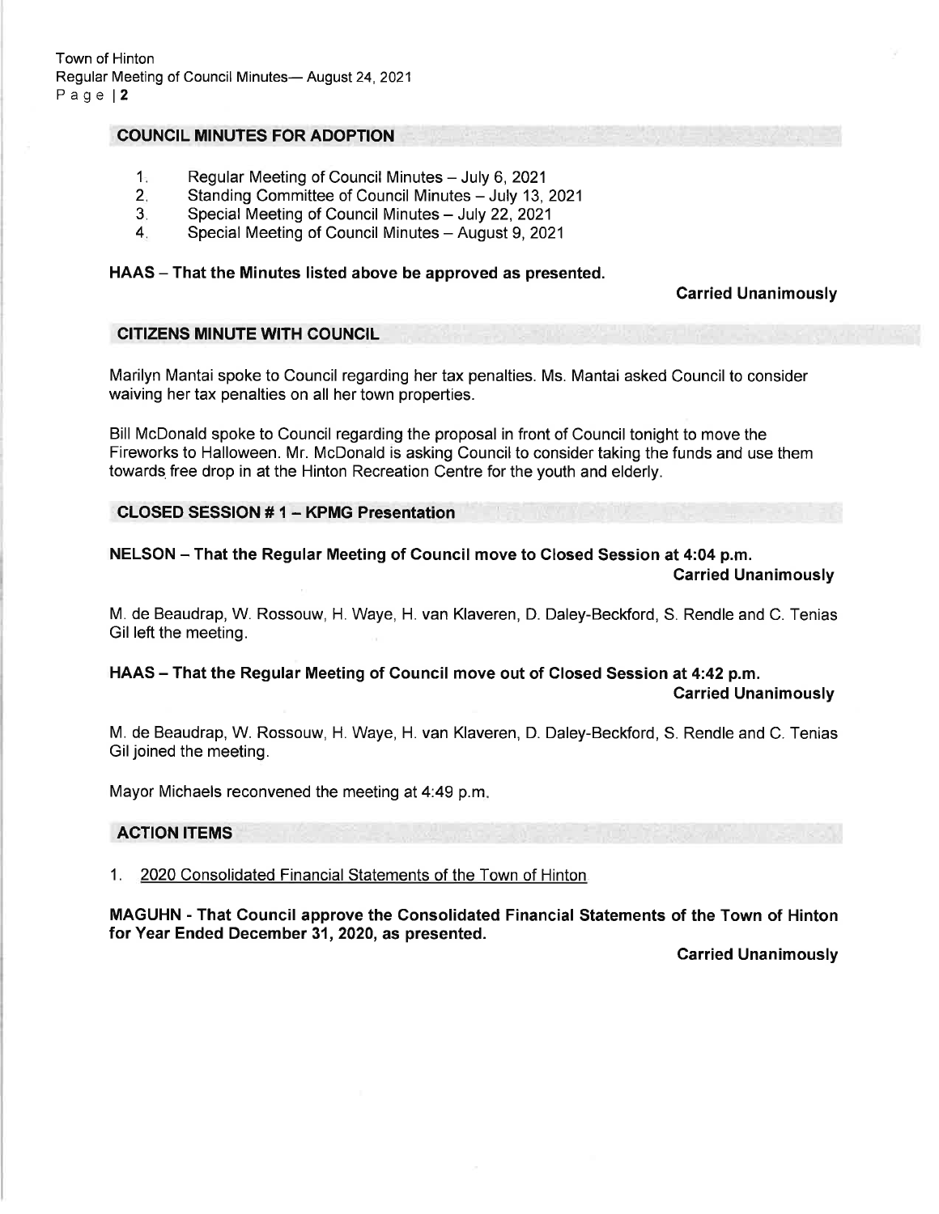## COUNCIL MINUTES FOR ADOPTION

1. Regular Meeting of Council Minutes – July 6, 2021
2. Standing Committee of Council Minutes – July 13, 2021
3. Special Meeting of Council Minutes – July 22, 2021
4. Special Meeting of Council Minutes – August 9, 2021

**HAAS – That the Minutes listed above be approved as presented.**

**Carried Unanimously**

## CITIZENS MINUTE WITH COUNCIL

Marilyn Mantai spoke to Council regarding her tax penalties. Ms. Mantai asked Council to consider waiving her tax penalties on all her town properties.

Bill McDonald spoke to Council regarding the proposal in front of Council tonight to move the Fireworks to Halloween. Mr. McDonald is asking Council to consider taking the funds and use them towards free drop in at the Hinton Recreation Centre for the youth and elderly.

## CLOSED SESSION # 1 – KPMG Presentation

**NELSON – That the Regular Meeting of Council move to Closed Session at 4:04 p.m.**

**Carried Unanimously**

M. de Beaudrap, W. Rossouw, H. Waye, H. van Klaveren, D. Daley-Beckford, S. Rendle and C. Tenias Gil left the meeting.

**HAAS – That the Regular Meeting of Council move out of Closed Session at 4:42 p.m.**

**Carried Unanimously**

M. de Beaudrap, W. Rossouw, H. Waye, H. van Klaveren, D. Daley-Beckford, S. Rendle and C. Tenias Gil joined the meeting.

Mayor Michaels reconvened the meeting at 4:49 p.m.

## ACTION ITEMS

1. 2020 Consolidated Financial Statements of the Town of Hinton

**MAGUHN - That Council approve the Consolidated Financial Statements of the Town of Hinton for Year Ended December 31, 2020, as presented.**

**Carried Unanimously**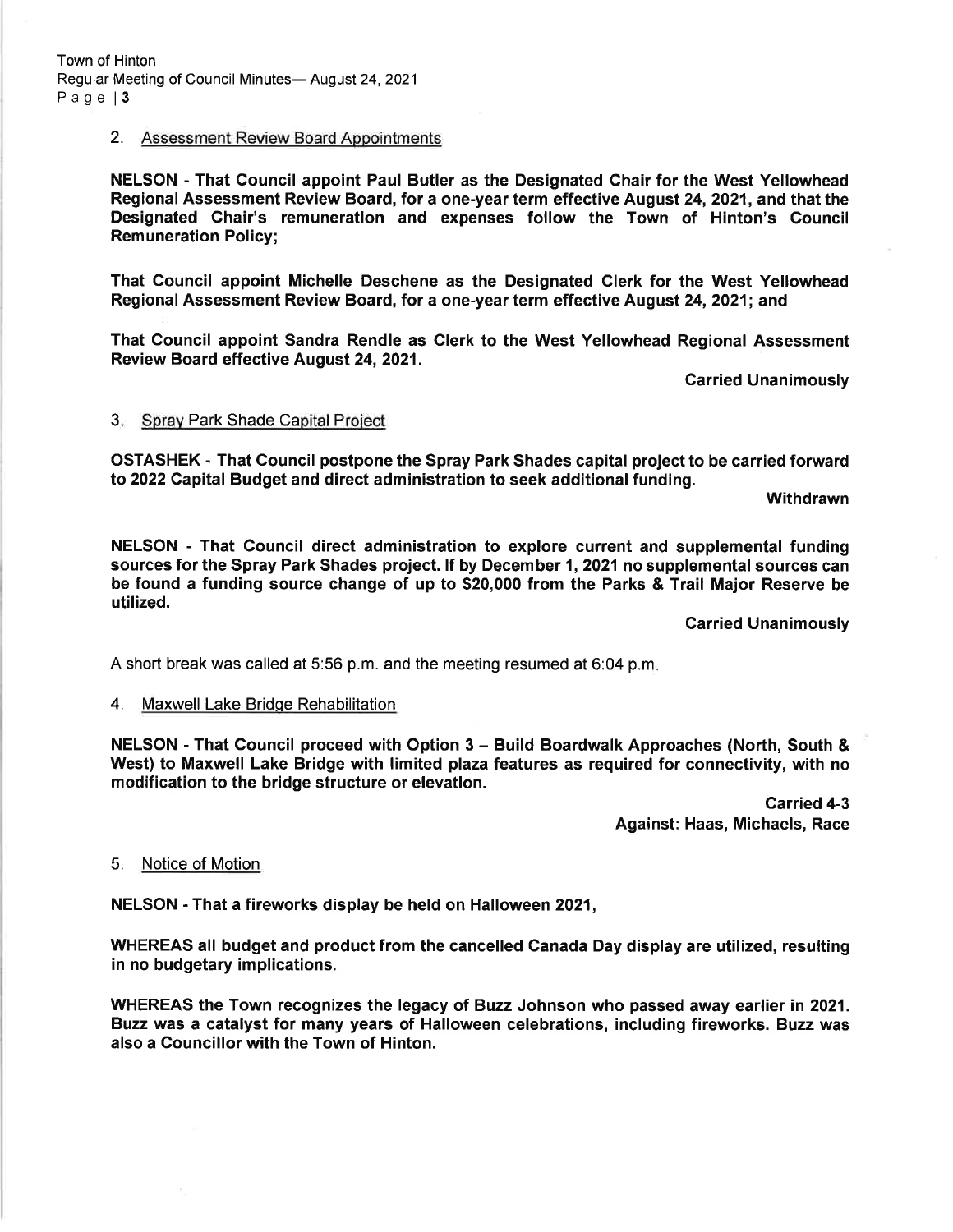## 2. Assessment Review Board Appointments

**NELSON - That Council appoint Paul Butler as the Designated Chair for the West Yellowhead Regional Assessment Review Board, for a one-year term effective August 24, 2021, and that the Designated Chair's remuneration and expenses follow the Town of Hinton's Council Remuneration Policy;**

**That Council appoint Michelle Deschene as the Designated Clerk for the West Yellowhead Regional Assessment Review Board, for a one-year term effective August 24, 2021; and**

**That Council appoint Sandra Rendle as Clerk to the West Yellowhead Regional Assessment Review Board effective August 24, 2021.**

**Carried Unanimously**

## 3. Spray Park Shade Capital Project

**OSTASHEK - That Council postpone the Spray Park Shades capital project to be carried forward to 2022 Capital Budget and direct administration to seek additional funding.**

**Withdrawn**

**NELSON - That Council direct administration to explore current and supplemental funding sources for the Spray Park Shades project. If by December 1, 2021 no supplemental sources can be found a funding source change of up to $20,000 from the Parks & Trail Major Reserve be utilized.**

**Carried Unanimously**

A short break was called at 5:56 p.m. and the meeting resumed at 6:04 p.m.

## 4. Maxwell Lake Bridge Rehabilitation

**NELSON - That Council proceed with Option 3 – Build Boardwalk Approaches (North, South & West) to Maxwell Lake Bridge with limited plaza features as required for connectivity, with no modification to the bridge structure or elevation.**

**Carried 4-3**
**Against: Haas, Michaels, Race**

## 5. Notice of Motion

**NELSON - That a fireworks display be held on Halloween 2021,**

**WHEREAS all budget and product from the cancelled Canada Day display are utilized, resulting in no budgetary implications.**

**WHEREAS the Town recognizes the legacy of Buzz Johnson who passed away earlier in 2021. Buzz was a catalyst for many years of Halloween celebrations, including fireworks. Buzz was also a Councillor with the Town of Hinton.**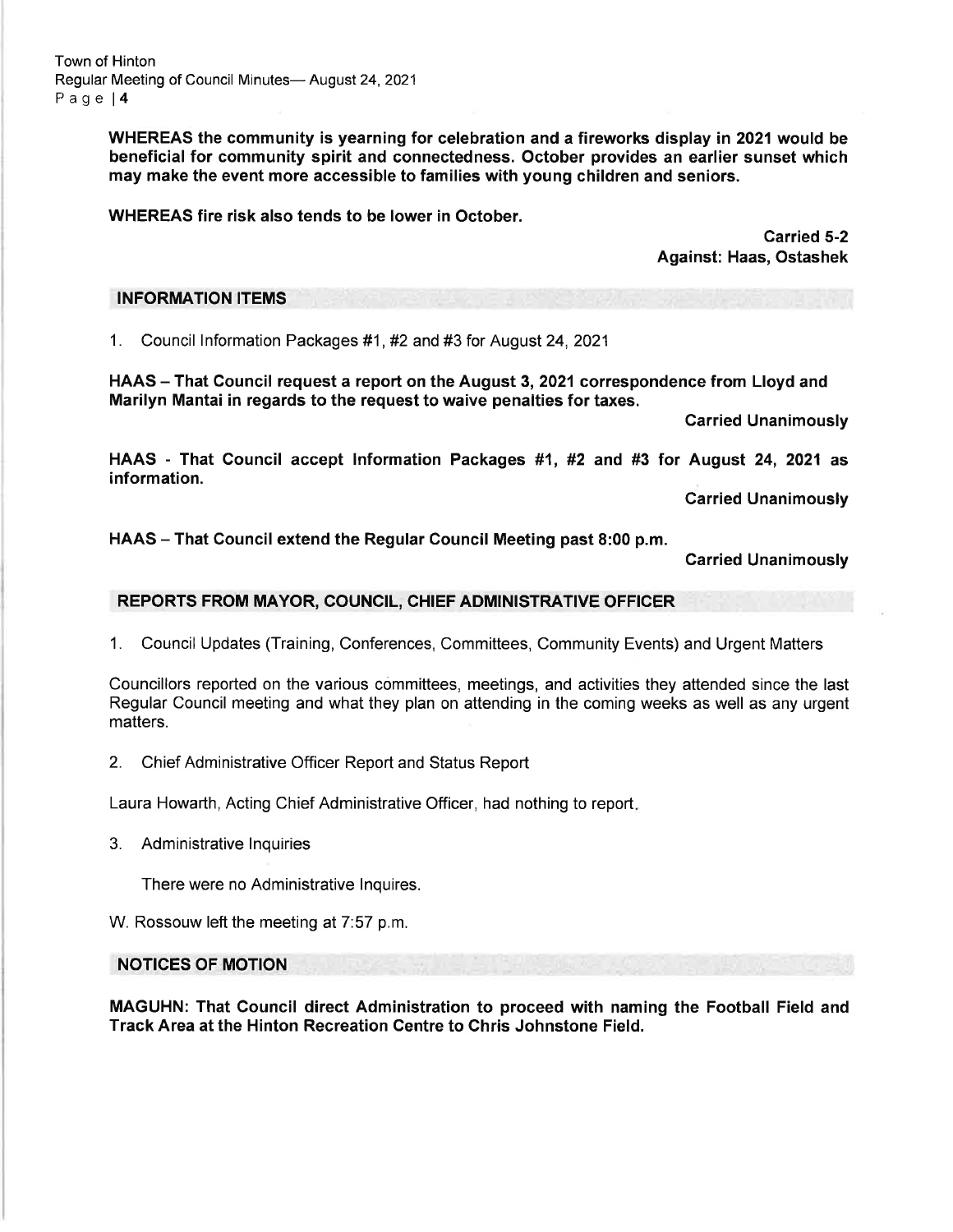**WHEREAS the community is yearning for celebration and a fireworks display in 2021 would be beneficial for community spirit and connectedness. October provides an earlier sunset which may make the event more accessible to families with young children and seniors.**

**WHEREAS fire risk also tends to be lower in October.**

**Carried 5-2**
**Against: Haas, Ostashek**

## INFORMATION ITEMS

1. Council Information Packages #1, #2 and #3 for August 24, 2021

**HAAS – That Council request a report on the August 3, 2021 correspondence from Lloyd and Marilyn Mantai in regards to the request to waive penalties for taxes.**

**Carried Unanimously**

**HAAS - That Council accept Information Packages #1, #2 and #3 for August 24, 2021 as information.**

**Carried Unanimously**

**HAAS – That Council extend the Regular Council Meeting past 8:00 p.m.**

**Carried Unanimously**

## REPORTS FROM MAYOR, COUNCIL, CHIEF ADMINISTRATIVE OFFICER

1. Council Updates (Training, Conferences, Committees, Community Events) and Urgent Matters

Councillors reported on the various committees, meetings, and activities they attended since the last Regular Council meeting and what they plan on attending in the coming weeks as well as any urgent matters.

2. Chief Administrative Officer Report and Status Report

Laura Howarth, Acting Chief Administrative Officer, had nothing to report.

3. Administrative Inquiries

   There were no Administrative Inquires.

W. Rossouw left the meeting at 7:57 p.m.

## NOTICES OF MOTION

**MAGUHN: That Council direct Administration to proceed with naming the Football Field and Track Area at the Hinton Recreation Centre to Chris Johnstone Field.**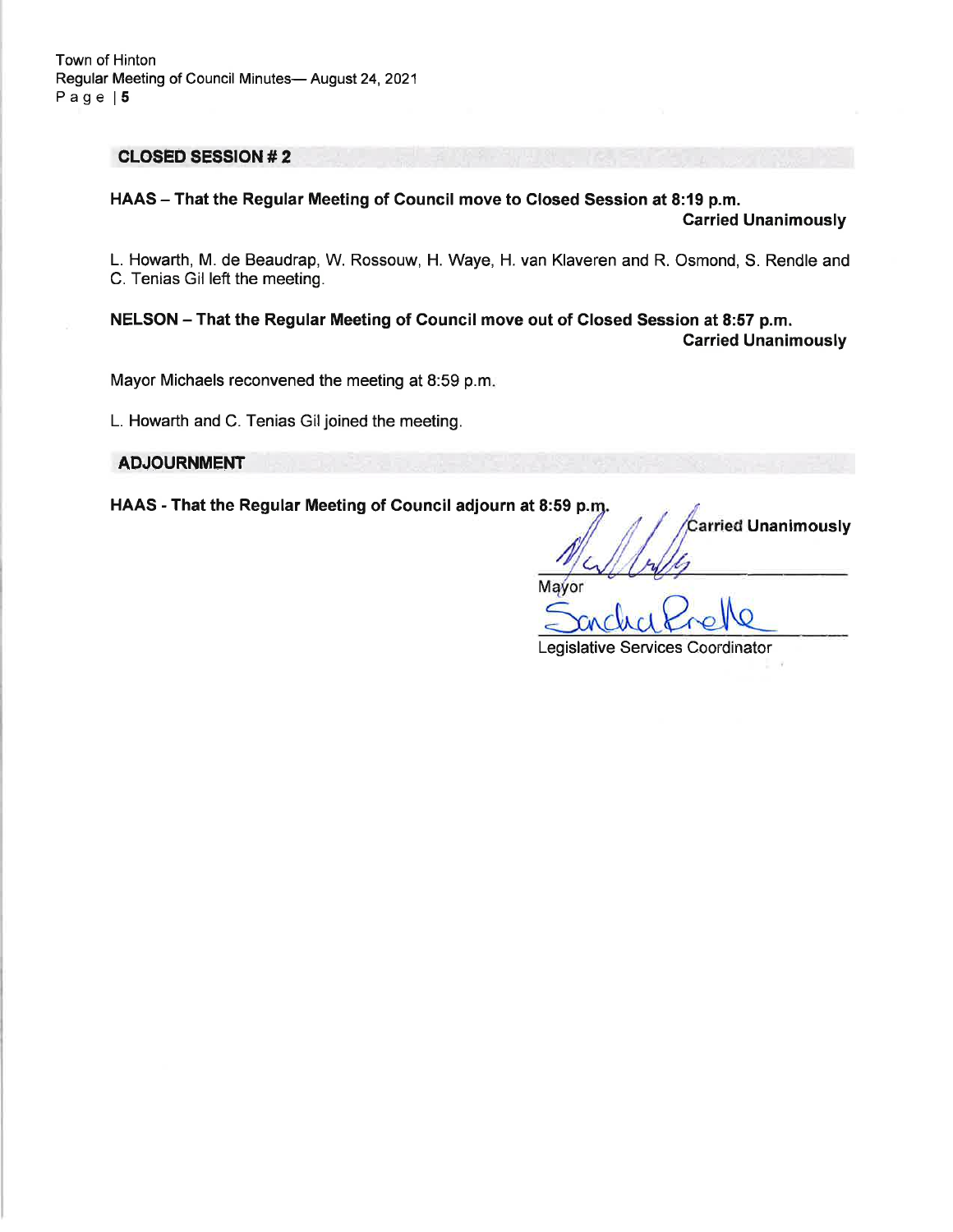## CLOSED SESSION # 2

**HAAS – That the Regular Meeting of Council move to Closed Session at 8:19 p.m.**
**Carried Unanimously**

L. Howarth, M. de Beaudrap, W. Rossouw, H. Waye, H. van Klaveren and R. Osmond, S. Rendle and C. Tenias Gil left the meeting.

**NELSON – That the Regular Meeting of Council move out of Closed Session at 8:57 p.m.**
**Carried Unanimously**

Mayor Michaels reconvened the meeting at 8:59 p.m.

L. Howarth and C. Tenias Gil joined the meeting.

## ADJOURNMENT

**HAAS - That the Regular Meeting of Council adjourn at 8:59 p.m.**
**Carried Unanimously**

Mayor

Legislative Services Coordinator